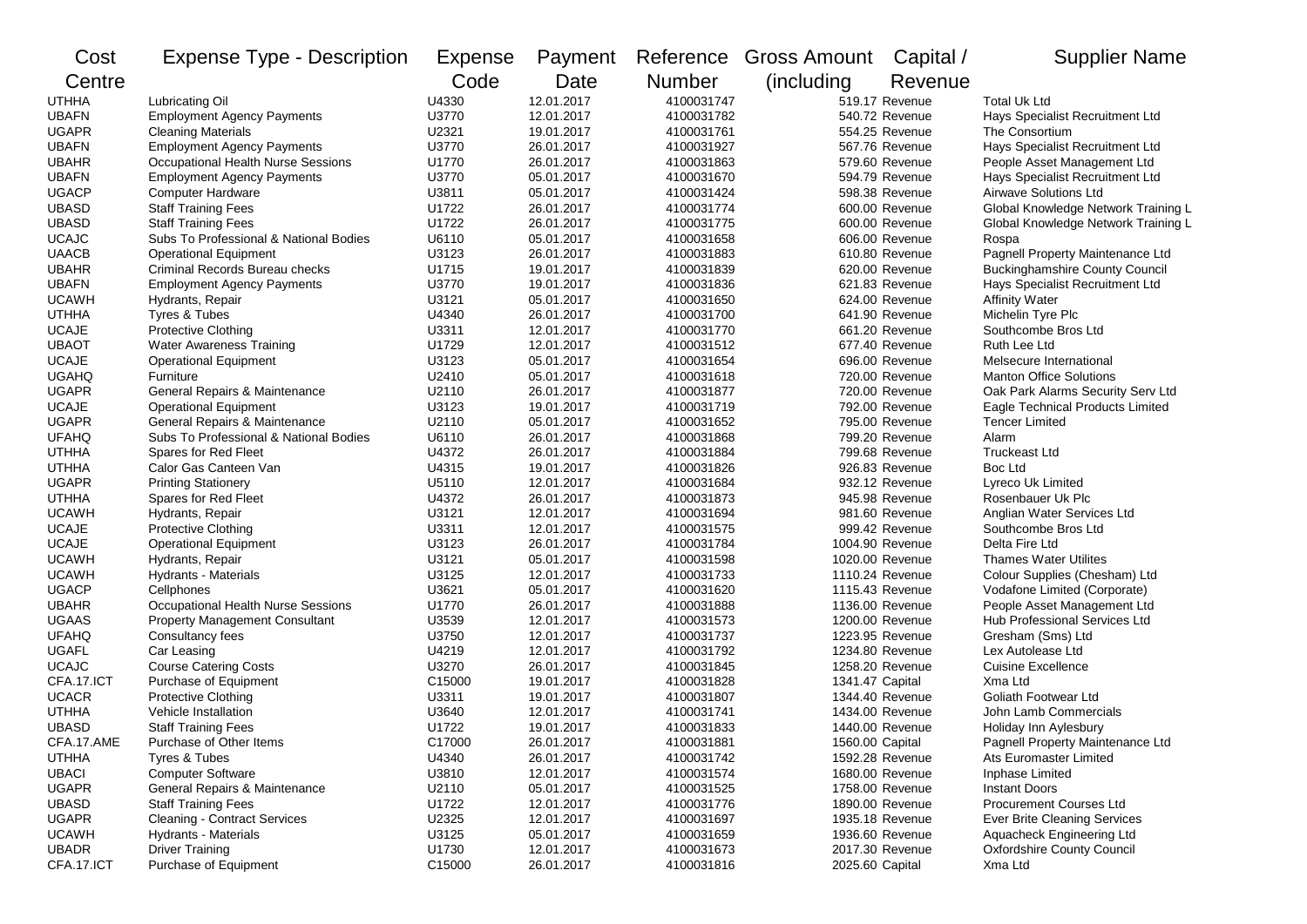| Cost Centre | Expense Type - Description | Expense Code | Payment Date | Reference Number | Gross Amount (including | Capital / Revenue | Supplier Name |
|---|---|---|---|---|---|---|---|
| UTHHA | Lubricating Oil | U4330 | 12.01.2017 | 4100031747 | 519.17 | Revenue | Total Uk Ltd |
| UBAFN | Employment Agency Payments | U3770 | 12.01.2017 | 4100031782 | 540.72 | Revenue | Hays Specialist Recruitment Ltd |
| UGAPR | Cleaning Materials | U2321 | 19.01.2017 | 4100031761 | 554.25 | Revenue | The Consortium |
| UBAFN | Employment Agency Payments | U3770 | 26.01.2017 | 4100031927 | 567.76 | Revenue | Hays Specialist Recruitment Ltd |
| UBAHR | Occupational Health Nurse Sessions | U1770 | 26.01.2017 | 4100031863 | 579.60 | Revenue | People Asset Management Ltd |
| UBAFN | Employment Agency Payments | U3770 | 05.01.2017 | 4100031670 | 594.79 | Revenue | Hays Specialist Recruitment Ltd |
| UGACP | Computer Hardware | U3811 | 05.01.2017 | 4100031424 | 598.38 | Revenue | Airwave Solutions Ltd |
| UBASD | Staff Training Fees | U1722 | 26.01.2017 | 4100031774 | 600.00 | Revenue | Global Knowledge Network Training L |
| UBASD | Staff Training Fees | U1722 | 26.01.2017 | 4100031775 | 600.00 | Revenue | Global Knowledge Network Training L |
| UCAJC | Subs To Professional & National Bodies | U6110 | 05.01.2017 | 4100031658 | 606.00 | Revenue | Rospa |
| UAACB | Operational Equipment | U3123 | 26.01.2017 | 4100031883 | 610.80 | Revenue | Pagnell Property Maintenance Ltd |
| UBAHR | Criminal Records Bureau checks | U1715 | 19.01.2017 | 4100031839 | 620.00 | Revenue | Buckinghamshire County Council |
| UBAFN | Employment Agency Payments | U3770 | 19.01.2017 | 4100031836 | 621.83 | Revenue | Hays Specialist Recruitment Ltd |
| UCAWH | Hydrants, Repair | U3121 | 05.01.2017 | 4100031650 | 624.00 | Revenue | Affinity Water |
| UTHHA | Tyres & Tubes | U4340 | 26.01.2017 | 4100031700 | 641.90 | Revenue | Michelin Tyre Plc |
| UCAJE | Protective Clothing | U3311 | 12.01.2017 | 4100031770 | 661.20 | Revenue | Southcombe Bros Ltd |
| UBAOT | Water Awareness Training | U1729 | 12.01.2017 | 4100031512 | 677.40 | Revenue | Ruth Lee Ltd |
| UCAJE | Operational Equipment | U3123 | 05.01.2017 | 4100031654 | 696.00 | Revenue | Melsecure International |
| UGAHQ | Furniture | U2410 | 05.01.2017 | 4100031618 | 720.00 | Revenue | Manton Office Solutions |
| UGAPR | General Repairs & Maintenance | U2110 | 26.01.2017 | 4100031877 | 720.00 | Revenue | Oak Park Alarms Security Serv Ltd |
| UCAJE | Operational Equipment | U3123 | 19.01.2017 | 4100031719 | 792.00 | Revenue | Eagle Technical Products Limited |
| UGAPR | General Repairs & Maintenance | U2110 | 05.01.2017 | 4100031652 | 795.00 | Revenue | Tencer Limited |
| UFAHQ | Subs To Professional & National Bodies | U6110 | 26.01.2017 | 4100031868 | 799.20 | Revenue | Alarm |
| UTHHA | Spares for Red Fleet | U4372 | 26.01.2017 | 4100031884 | 799.68 | Revenue | Truckeast Ltd |
| UTHHA | Calor Gas Canteen Van | U4315 | 19.01.2017 | 4100031826 | 926.83 | Revenue | Boc Ltd |
| UGAPR | Printing Stationery | U5110 | 12.01.2017 | 4100031684 | 932.12 | Revenue | Lyreco Uk Limited |
| UTHHA | Spares for Red Fleet | U4372 | 26.01.2017 | 4100031873 | 945.98 | Revenue | Rosenbauer Uk Plc |
| UCAWH | Hydrants, Repair | U3121 | 12.01.2017 | 4100031694 | 981.60 | Revenue | Anglian Water Services Ltd |
| UCAJE | Protective Clothing | U3311 | 12.01.2017 | 4100031575 | 999.42 | Revenue | Southcombe Bros Ltd |
| UCAJE | Operational Equipment | U3123 | 26.01.2017 | 4100031784 | 1004.90 | Revenue | Delta Fire Ltd |
| UCAWH | Hydrants, Repair | U3121 | 05.01.2017 | 4100031598 | 1020.00 | Revenue | Thames Water Utilites |
| UCAWH | Hydrants - Materials | U3125 | 12.01.2017 | 4100031733 | 1110.24 | Revenue | Colour Supplies (Chesham) Ltd |
| UGACP | Cellphones | U3621 | 05.01.2017 | 4100031620 | 1115.43 | Revenue | Vodafone Limited (Corporate) |
| UBAHR | Occupational Health Nurse Sessions | U1770 | 26.01.2017 | 4100031888 | 1136.00 | Revenue | People Asset Management Ltd |
| UGAAS | Property Management Consultant | U3539 | 12.01.2017 | 4100031573 | 1200.00 | Revenue | Hub Professional Services Ltd |
| UFAHQ | Consultancy fees | U3750 | 12.01.2017 | 4100031737 | 1223.95 | Revenue | Gresham (Sms) Ltd |
| UGAFL | Car Leasing | U4219 | 12.01.2017 | 4100031792 | 1234.80 | Revenue | Lex Autolease Ltd |
| UCAJC | Course Catering Costs | U3270 | 26.01.2017 | 4100031845 | 1258.20 | Revenue | Cuisine Excellence |
| CFA.17.ICT | Purchase of Equipment | C15000 | 19.01.2017 | 4100031828 | 1341.47 | Capital | Xma Ltd |
| UCACR | Protective Clothing | U3311 | 19.01.2017 | 4100031807 | 1344.40 | Revenue | Goliath Footwear Ltd |
| UTHHA | Vehicle Installation | U3640 | 12.01.2017 | 4100031741 | 1434.00 | Revenue | John Lamb Commercials |
| UBASD | Staff Training Fees | U1722 | 19.01.2017 | 4100031833 | 1440.00 | Revenue | Holiday Inn Aylesbury |
| CFA.17.AME | Purchase of Other Items | C17000 | 26.01.2017 | 4100031881 | 1560.00 | Capital | Pagnell Property Maintenance Ltd |
| UTHHA | Tyres & Tubes | U4340 | 26.01.2017 | 4100031742 | 1592.28 | Revenue | Ats Euromaster Limited |
| UBACI | Computer Software | U3810 | 12.01.2017 | 4100031574 | 1680.00 | Revenue | Inphase Limited |
| UGAPR | General Repairs & Maintenance | U2110 | 05.01.2017 | 4100031525 | 1758.00 | Revenue | Instant Doors |
| UBASD | Staff Training Fees | U1722 | 12.01.2017 | 4100031776 | 1890.00 | Revenue | Procurement Courses Ltd |
| UGAPR | Cleaning - Contract Services | U2325 | 12.01.2017 | 4100031697 | 1935.18 | Revenue | Ever Brite Cleaning Services |
| UCAWH | Hydrants - Materials | U3125 | 05.01.2017 | 4100031659 | 1936.60 | Revenue | Aquacheck Engineering Ltd |
| UBADR | Driver Training | U1730 | 12.01.2017 | 4100031673 | 2017.30 | Revenue | Oxfordshire County Council |
| CFA.17.ICT | Purchase of Equipment | C15000 | 26.01.2017 | 4100031816 | 2025.60 | Capital | Xma Ltd |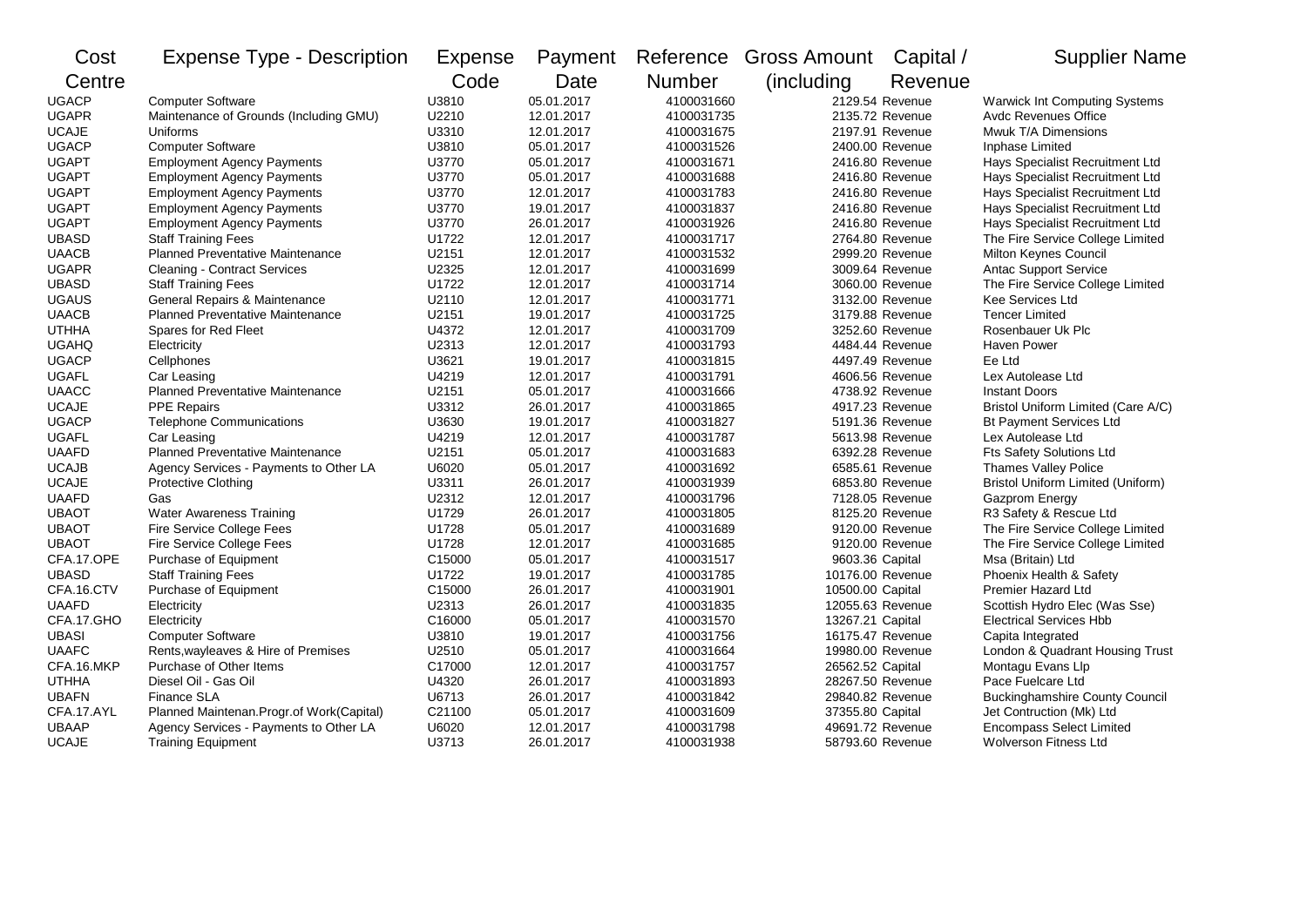| Cost Centre | Expense Type - Description | Expense Code | Payment Date | Reference Number | Gross Amount (including | Capital / Revenue | Supplier Name |
|---|---|---|---|---|---|---|---|
| UGACP | Computer Software | U3810 | 05.01.2017 | 4100031660 | 2129.54 | Revenue | Warwick Int Computing Systems |
| UGAPR | Maintenance of Grounds (Including GMU) | U2210 | 12.01.2017 | 4100031735 | 2135.72 | Revenue | Avdc Revenues Office |
| UCAJE | Uniforms | U3310 | 12.01.2017 | 4100031675 | 2197.91 | Revenue | Mwuk T/A Dimensions |
| UGACP | Computer Software | U3810 | 05.01.2017 | 4100031526 | 2400.00 | Revenue | Inphase Limited |
| UGAPT | Employment Agency Payments | U3770 | 05.01.2017 | 4100031671 | 2416.80 | Revenue | Hays Specialist Recruitment Ltd |
| UGAPT | Employment Agency Payments | U3770 | 05.01.2017 | 4100031688 | 2416.80 | Revenue | Hays Specialist Recruitment Ltd |
| UGAPT | Employment Agency Payments | U3770 | 12.01.2017 | 4100031783 | 2416.80 | Revenue | Hays Specialist Recruitment Ltd |
| UGAPT | Employment Agency Payments | U3770 | 19.01.2017 | 4100031837 | 2416.80 | Revenue | Hays Specialist Recruitment Ltd |
| UGAPT | Employment Agency Payments | U3770 | 26.01.2017 | 4100031926 | 2416.80 | Revenue | Hays Specialist Recruitment Ltd |
| UBASD | Staff Training Fees | U1722 | 12.01.2017 | 4100031717 | 2764.80 | Revenue | The Fire Service College Limited |
| UAACB | Planned Preventative Maintenance | U2151 | 12.01.2017 | 4100031532 | 2999.20 | Revenue | Milton Keynes Council |
| UGAPR | Cleaning - Contract Services | U2325 | 12.01.2017 | 4100031699 | 3009.64 | Revenue | Antac Support Service |
| UBASD | Staff Training Fees | U1722 | 12.01.2017 | 4100031714 | 3060.00 | Revenue | The Fire Service College Limited |
| UGAUS | General Repairs & Maintenance | U2110 | 12.01.2017 | 4100031771 | 3132.00 | Revenue | Kee Services Ltd |
| UAACB | Planned Preventative Maintenance | U2151 | 19.01.2017 | 4100031725 | 3179.88 | Revenue | Tencer Limited |
| UTHHA | Spares for Red Fleet | U4372 | 12.01.2017 | 4100031709 | 3252.60 | Revenue | Rosenbauer Uk Plc |
| UGAHQ | Electricity | U2313 | 12.01.2017 | 4100031793 | 4484.44 | Revenue | Haven Power |
| UGACP | Cellphones | U3621 | 19.01.2017 | 4100031815 | 4497.49 | Revenue | Ee Ltd |
| UGAFL | Car Leasing | U4219 | 12.01.2017 | 4100031791 | 4606.56 | Revenue | Lex Autolease Ltd |
| UAACC | Planned Preventative Maintenance | U2151 | 05.01.2017 | 4100031666 | 4738.92 | Revenue | Instant Doors |
| UCAJE | PPE Repairs | U3312 | 26.01.2017 | 4100031865 | 4917.23 | Revenue | Bristol Uniform Limited (Care A/C) |
| UGACP | Telephone Communications | U3630 | 19.01.2017 | 4100031827 | 5191.36 | Revenue | Bt Payment Services Ltd |
| UGAFL | Car Leasing | U4219 | 12.01.2017 | 4100031787 | 5613.98 | Revenue | Lex Autolease Ltd |
| UAAFD | Planned Preventative Maintenance | U2151 | 05.01.2017 | 4100031683 | 6392.28 | Revenue | Fts Safety Solutions Ltd |
| UCAJB | Agency Services - Payments to Other LA | U6020 | 05.01.2017 | 4100031692 | 6585.61 | Revenue | Thames Valley Police |
| UCAJE | Protective Clothing | U3311 | 26.01.2017 | 4100031939 | 6853.80 | Revenue | Bristol Uniform Limited (Uniform) |
| UAAFD | Gas | U2312 | 12.01.2017 | 4100031796 | 7128.05 | Revenue | Gazprom Energy |
| UBAOT | Water Awareness Training | U1729 | 26.01.2017 | 4100031805 | 8125.20 | Revenue | R3 Safety & Rescue Ltd |
| UBAOT | Fire Service College Fees | U1728 | 05.01.2017 | 4100031689 | 9120.00 | Revenue | The Fire Service College Limited |
| UBAOT | Fire Service College Fees | U1728 | 12.01.2017 | 4100031685 | 9120.00 | Revenue | The Fire Service College Limited |
| CFA.17.OPE | Purchase of Equipment | C15000 | 05.01.2017 | 4100031517 | 9603.36 | Capital | Msa (Britain) Ltd |
| UBASD | Staff Training Fees | U1722 | 19.01.2017 | 4100031785 | 10176.00 | Revenue | Phoenix Health & Safety |
| CFA.16.CTV | Purchase of Equipment | C15000 | 26.01.2017 | 4100031901 | 10500.00 | Capital | Premier Hazard Ltd |
| UAAFD | Electricity | U2313 | 26.01.2017 | 4100031835 | 12055.63 | Revenue | Scottish Hydro Elec (Was Sse) |
| CFA.17.GHO | Electricity | C16000 | 05.01.2017 | 4100031570 | 13267.21 | Capital | Electrical Services Hbb |
| UBASI | Computer Software | U3810 | 19.01.2017 | 4100031756 | 16175.47 | Revenue | Capita Integrated |
| UAAFC | Rents,wayleaves & Hire of Premises | U2510 | 05.01.2017 | 4100031664 | 19980.00 | Revenue | London & Quadrant Housing Trust |
| CFA.16.MKP | Purchase of Other Items | C17000 | 12.01.2017 | 4100031757 | 26562.52 | Capital | Montagu Evans Llp |
| UTHHA | Diesel Oil - Gas Oil | U4320 | 26.01.2017 | 4100031893 | 28267.50 | Revenue | Pace Fuelcare Ltd |
| UBAFN | Finance SLA | U6713 | 26.01.2017 | 4100031842 | 29840.82 | Revenue | Buckinghamshire County Council |
| CFA.17.AYL | Planned Maintenan.Progr.of Work(Capital) | C21100 | 05.01.2017 | 4100031609 | 37355.80 | Capital | Jet Contruction (Mk) Ltd |
| UBAAP | Agency Services - Payments to Other LA | U6020 | 12.01.2017 | 4100031798 | 49691.72 | Revenue | Encompass Select Limited |
| UCAJE | Training Equipment | U3713 | 26.01.2017 | 4100031938 | 58793.60 | Revenue | Wolverson Fitness Ltd |